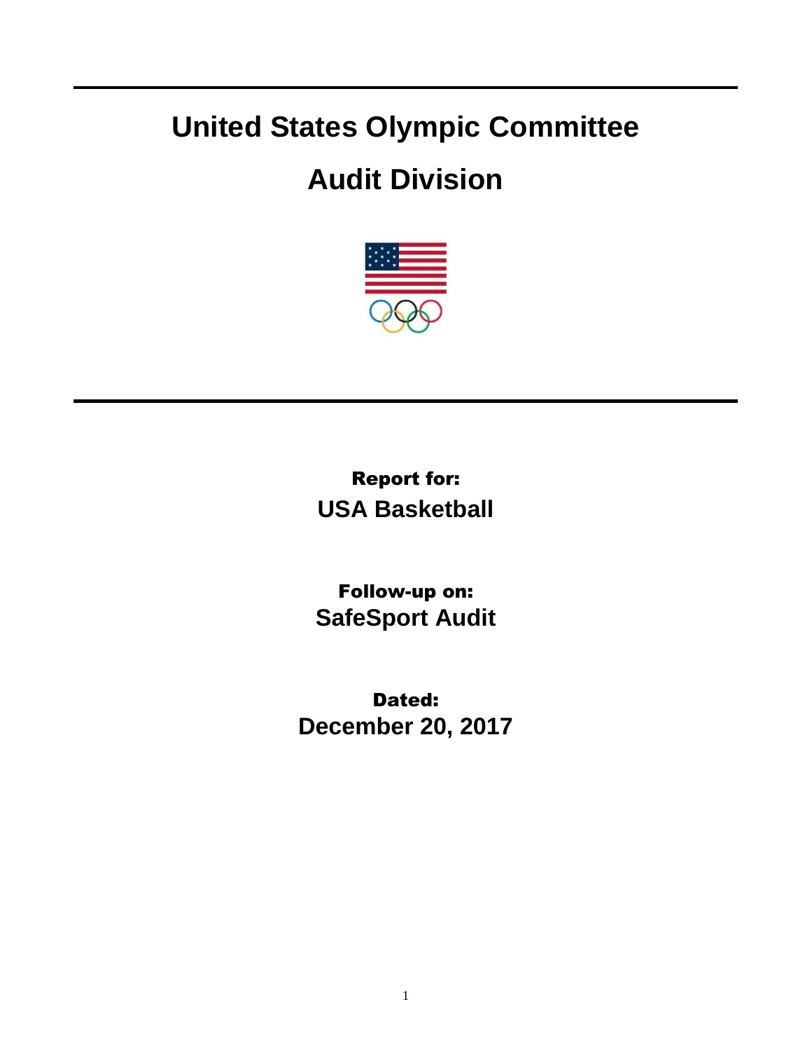# United States Olympic Committee

# Audit Division

**Report for:**

**USA Basketball**

**Follow-up on:**

**SafeSport Audit**

**Dated:**

**December 20, 2017**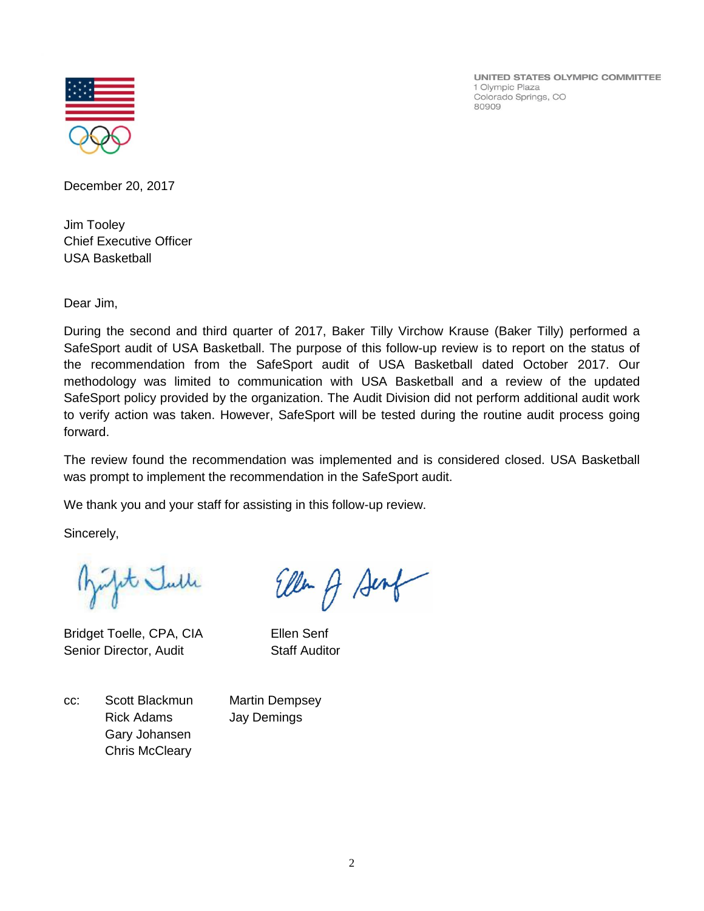UNITED STATES OLYMPIC COMMITTEE
1 Olympic Plaza
Colorado Springs, CO
80909

December 20, 2017

Jim Tooley
Chief Executive Officer
USA Basketball

Dear Jim,

During the second and third quarter of 2017, Baker Tilly Virchow Krause (Baker Tilly) performed a SafeSport audit of USA Basketball. The purpose of this follow-up review is to report on the status of the recommendation from the SafeSport audit of USA Basketball dated October 2017. Our methodology was limited to communication with USA Basketball and a review of the updated SafeSport policy provided by the organization. The Audit Division did not perform additional audit work to verify action was taken. However, SafeSport will be tested during the routine audit process going forward.

The review found the recommendation was implemented and is considered closed. USA Basketball was prompt to implement the recommendation in the SafeSport audit.

We thank you and your staff for assisting in this follow-up review.

Sincerely,

Bridget Toelle, CPA, CIA
Senior Director, Audit

Ellen Senf
Staff Auditor

cc:
Scott Blackmun
Rick Adams
Gary Johansen
Chris McCleary
Martin Dempsey
Jay Demings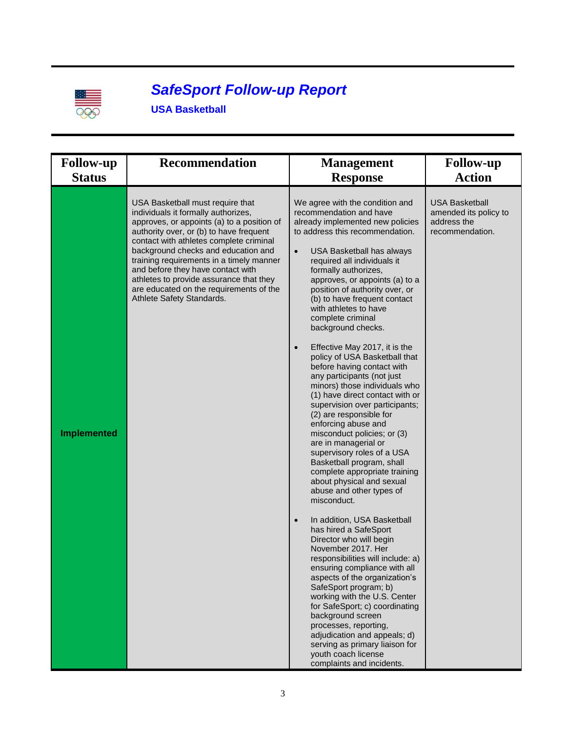# *SafeSport Follow-up Report*

## USA Basketball

| Follow-up Status | Recommendation | Management Response | Follow-up Action |
|---|---|---|---|
| **Implemented** | USA Basketball must require that individuals it formally authorizes, approves, or appoints (a) to a position of authority over, or (b) to have frequent contact with athletes complete criminal background checks and education and training requirements in a timely manner and before they have contact with athletes to provide assurance that they are educated on the requirements of the Athlete Safety Standards. | We agree with the condition and recommendation and have already implemented new policies to address this recommendation.<br><br>• USA Basketball has always required all individuals it formally authorizes, approves, or appoints (a) to a position of authority over, or (b) to have frequent contact with athletes to have complete criminal background checks.<br><br>• Effective May 2017, it is the policy of USA Basketball that before having contact with any participants (not just minors) those individuals who (1) have direct contact with or supervision over participants; (2) are responsible for enforcing abuse and misconduct policies; or (3) are in managerial or supervisory roles of a USA Basketball program, shall complete appropriate training about physical and sexual abuse and other types of misconduct.<br><br>• In addition, USA Basketball has hired a SafeSport Director who will begin November 2017. Her responsibilities will include: a) ensuring compliance with all aspects of the organization's SafeSport program; b) working with the U.S. Center for SafeSport; c) coordinating background screen processes, reporting, adjudication and appeals; d) serving as primary liaison for youth coach license complaints and incidents. | USA Basketball amended its policy to address the recommendation. |